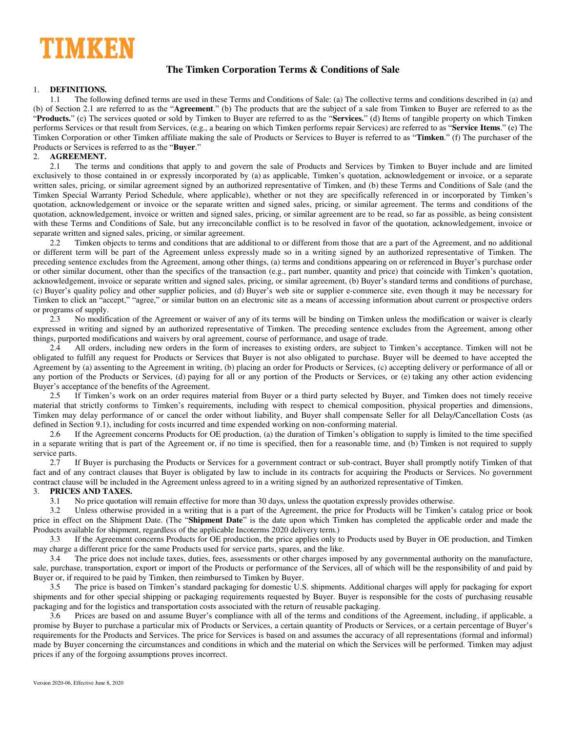# TIMKEN

## The Timken Corporation Terms & Conditions of Sale

### 1. DEFINITIONS.

1.1 The following defined terms are used in these Terms and Conditions of Sale: (a) The collective terms and conditions described in (a) and (b) of Section 2.1 are referred to as the "**Agreement**." (b) The products that are the subject of a sale from Timken to Buyer are referred to as the "**Products.**" (c) The services quoted or sold by Timken to Buyer are referred to as the "**Services.**" (d) Items of tangible property on which Timken performs Services or that result from Services, (e.g., a bearing on which Timken performs repair Services) are referred to as "**Service Items**." (e) The Timken Corporation or other Timken affiliate making the sale of Products or Services to Buyer is referred to as "**Timken**." (f) The purchaser of the Products or Services is referred to as the "**Buyer**."

### 2. AGREEMENT.

2.1 The terms and conditions that apply to and govern the sale of Products and Services by Timken to Buyer include and are limited exclusively to those contained in or expressly incorporated by (a) as applicable, Timken's quotation, acknowledgement or invoice, or a separate written sales, pricing, or similar agreement signed by an authorized representative of Timken, and (b) these Terms and Conditions of Sale (and the Timken Special Warranty Period Schedule, where applicable), whether or not they are specifically referenced in or incorporated by Timken's quotation, acknowledgement or invoice or the separate written and signed sales, pricing, or similar agreement. The terms and conditions of the quotation, acknowledgement, invoice or written and signed sales, pricing, or similar agreement are to be read, so far as possible, as being consistent with these Terms and Conditions of Sale, but any irreconcilable conflict is to be resolved in favor of the quotation, acknowledgement, invoice or separate written and signed sales, pricing, or similar agreement.

2.2 Timken objects to terms and conditions that are additional to or different from those that are a part of the Agreement, and no additional or different term will be part of the Agreement unless expressly made so in a writing signed by an authorized representative of Timken. The preceding sentence excludes from the Agreement, among other things, (a) terms and conditions appearing on or referenced in Buyer's purchase order or other similar document, other than the specifics of the transaction (e.g., part number, quantity and price) that coincide with Timken's quotation, acknowledgement, invoice or separate written and signed sales, pricing, or similar agreement, (b) Buyer's standard terms and conditions of purchase, (c) Buyer's quality policy and other supplier policies, and (d) Buyer's web site or supplier e-commerce site, even though it may be necessary for Timken to click an "accept," "agree," or similar button on an electronic site as a means of accessing information about current or prospective orders or programs of supply.

2.3 No modification of the Agreement or waiver of any of its terms will be binding on Timken unless the modification or waiver is clearly expressed in writing and signed by an authorized representative of Timken. The preceding sentence excludes from the Agreement, among other things, purported modifications and waivers by oral agreement, course of performance, and usage of trade.

2.4 All orders, including new orders in the form of increases to existing orders, are subject to Timken's acceptance. Timken will not be obligated to fulfill any request for Products or Services that Buyer is not also obligated to purchase. Buyer will be deemed to have accepted the Agreement by (a) assenting to the Agreement in writing, (b) placing an order for Products or Services, (c) accepting delivery or performance of all or any portion of the Products or Services, (d) paying for all or any portion of the Products or Services, or (e) taking any other action evidencing Buyer's acceptance of the benefits of the Agreement.

2.5 If Timken's work on an order requires material from Buyer or a third party selected by Buyer, and Timken does not timely receive material that strictly conforms to Timken's requirements, including with respect to chemical composition, physical properties and dimensions, Timken may delay performance of or cancel the order without liability, and Buyer shall compensate Seller for all Delay/Cancellation Costs (as defined in Section 9.1), including for costs incurred and time expended working on non-conforming material.

2.6 If the Agreement concerns Products for OE production, (a) the duration of Timken's obligation to supply is limited to the time specified in a separate writing that is part of the Agreement or, if no time is specified, then for a reasonable time, and (b) Timken is not required to supply service parts.

2.7 If Buyer is purchasing the Products or Services for a government contract or sub-contract, Buyer shall promptly notify Timken of that fact and of any contract clauses that Buyer is obligated by law to include in its contracts for acquiring the Products or Services. No government contract clause will be included in the Agreement unless agreed to in a writing signed by an authorized representative of Timken.

### 3. PRICES AND TAXES.

3.1 No price quotation will remain effective for more than 30 days, unless the quotation expressly provides otherwise.

3.2 Unless otherwise provided in a writing that is a part of the Agreement, the price for Products will be Timken's catalog price or book price in effect on the Shipment Date. (The "**Shipment Date**" is the date upon which Timken has completed the applicable order and made the Products available for shipment, regardless of the applicable Incoterms 2020 delivery term.)

3.3 If the Agreement concerns Products for OE production, the price applies only to Products used by Buyer in OE production, and Timken may charge a different price for the same Products used for service parts, spares, and the like.

3.4 The price does not include taxes, duties, fees, assessments or other charges imposed by any governmental authority on the manufacture, sale, purchase, transportation, export or import of the Products or performance of the Services, all of which will be the responsibility of and paid by Buyer or, if required to be paid by Timken, then reimbursed to Timken by Buyer.

3.5 The price is based on Timken's standard packaging for domestic U.S. shipments. Additional charges will apply for packaging for export shipments and for other special shipping or packaging requirements requested by Buyer. Buyer is responsible for the costs of purchasing reusable packaging and for the logistics and transportation costs associated with the return of reusable packaging.

3.6 Prices are based on and assume Buyer's compliance with all of the terms and conditions of the Agreement, including, if applicable, a promise by Buyer to purchase a particular mix of Products or Services, a certain quantity of Products or Services, or a certain percentage of Buyer's requirements for the Products and Services. The price for Services is based on and assumes the accuracy of all representations (formal and informal) made by Buyer concerning the circumstances and conditions in which and the material on which the Services will be performed. Timken may adjust prices if any of the forgoing assumptions proves incorrect.

Version 2020-06, Effective June 8, 2020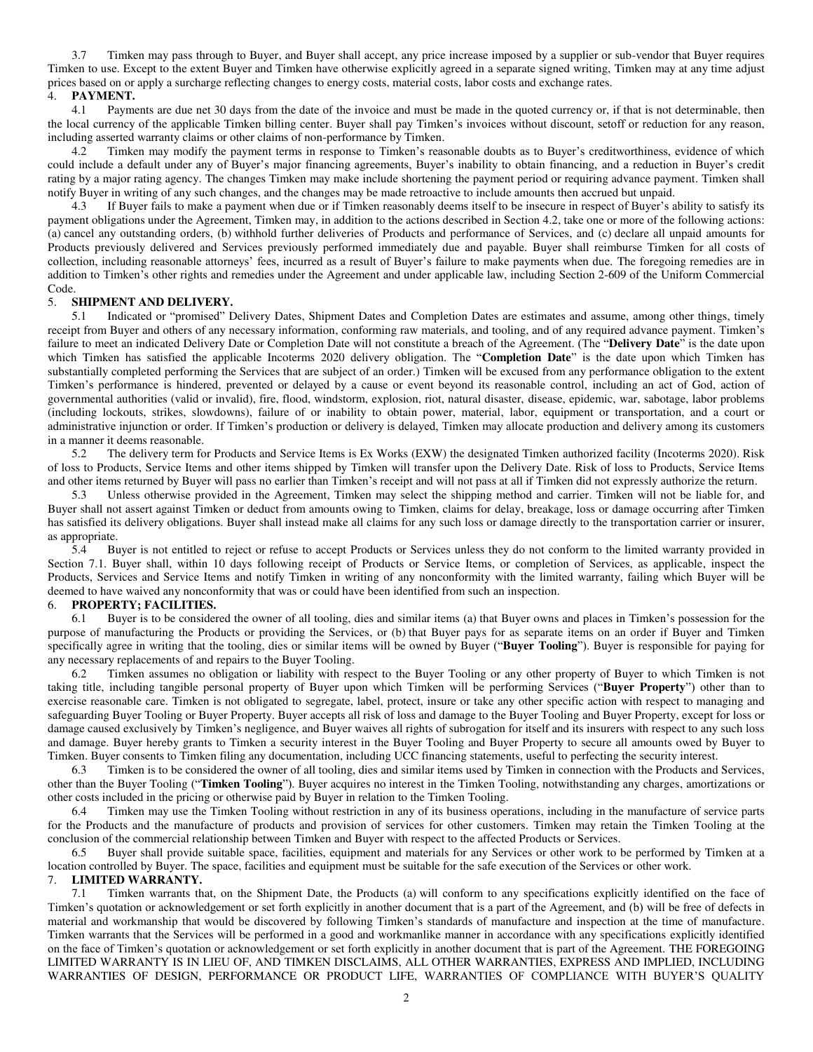3.7 Timken may pass through to Buyer, and Buyer shall accept, any price increase imposed by a supplier or sub-vendor that Buyer requires Timken to use. Except to the extent Buyer and Timken have otherwise explicitly agreed in a separate signed writing, Timken may at any time adjust prices based on or apply a surcharge reflecting changes to energy costs, material costs, labor costs and exchange rates.

## 4. PAYMENT.

4.1 Payments are due net 30 days from the date of the invoice and must be made in the quoted currency or, if that is not determinable, then the local currency of the applicable Timken billing center. Buyer shall pay Timken's invoices without discount, setoff or reduction for any reason, including asserted warranty claims or other claims of non-performance by Timken.

4.2 Timken may modify the payment terms in response to Timken's reasonable doubts as to Buyer's creditworthiness, evidence of which could include a default under any of Buyer's major financing agreements, Buyer's inability to obtain financing, and a reduction in Buyer's credit rating by a major rating agency. The changes Timken may make include shortening the payment period or requiring advance payment. Timken shall notify Buyer in writing of any such changes, and the changes may be made retroactive to include amounts then accrued but unpaid.

4.3 If Buyer fails to make a payment when due or if Timken reasonably deems itself to be insecure in respect of Buyer's ability to satisfy its payment obligations under the Agreement, Timken may, in addition to the actions described in Section 4.2, take one or more of the following actions: (a) cancel any outstanding orders, (b) withhold further deliveries of Products and performance of Services, and (c) declare all unpaid amounts for Products previously delivered and Services previously performed immediately due and payable. Buyer shall reimburse Timken for all costs of collection, including reasonable attorneys' fees, incurred as a result of Buyer's failure to make payments when due. The foregoing remedies are in addition to Timken's other rights and remedies under the Agreement and under applicable law, including Section 2-609 of the Uniform Commercial Code.

## 5. SHIPMENT AND DELIVERY.

5.1 Indicated or "promised" Delivery Dates, Shipment Dates and Completion Dates are estimates and assume, among other things, timely receipt from Buyer and others of any necessary information, conforming raw materials, and tooling, and of any required advance payment. Timken's failure to meet an indicated Delivery Date or Completion Date will not constitute a breach of the Agreement. (The "**Delivery Date**" is the date upon which Timken has satisfied the applicable Incoterms 2020 delivery obligation. The "**Completion Date**" is the date upon which Timken has substantially completed performing the Services that are subject of an order.) Timken will be excused from any performance obligation to the extent Timken's performance is hindered, prevented or delayed by a cause or event beyond its reasonable control, including an act of God, action of governmental authorities (valid or invalid), fire, flood, windstorm, explosion, riot, natural disaster, disease, epidemic, war, sabotage, labor problems (including lockouts, strikes, slowdowns), failure of or inability to obtain power, material, labor, equipment or transportation, and a court or administrative injunction or order. If Timken's production or delivery is delayed, Timken may allocate production and delivery among its customers in a manner it deems reasonable.

5.2 The delivery term for Products and Service Items is Ex Works (EXW) the designated Timken authorized facility (Incoterms 2020). Risk of loss to Products, Service Items and other items shipped by Timken will transfer upon the Delivery Date. Risk of loss to Products, Service Items and other items returned by Buyer will pass no earlier than Timken's receipt and will not pass at all if Timken did not expressly authorize the return.

5.3 Unless otherwise provided in the Agreement, Timken may select the shipping method and carrier. Timken will not be liable for, and Buyer shall not assert against Timken or deduct from amounts owing to Timken, claims for delay, breakage, loss or damage occurring after Timken has satisfied its delivery obligations. Buyer shall instead make all claims for any such loss or damage directly to the transportation carrier or insurer, as appropriate.

5.4 Buyer is not entitled to reject or refuse to accept Products or Services unless they do not conform to the limited warranty provided in Section 7.1. Buyer shall, within 10 days following receipt of Products or Service Items, or completion of Services, as applicable, inspect the Products, Services and Service Items and notify Timken in writing of any nonconformity with the limited warranty, failing which Buyer will be deemed to have waived any nonconformity that was or could have been identified from such an inspection.

## 6. PROPERTY; FACILITIES.

6.1 Buyer is to be considered the owner of all tooling, dies and similar items (a) that Buyer owns and places in Timken's possession for the purpose of manufacturing the Products or providing the Services, or (b) that Buyer pays for as separate items on an order if Buyer and Timken specifically agree in writing that the tooling, dies or similar items will be owned by Buyer ("**Buyer Tooling**"). Buyer is responsible for paying for any necessary replacements of and repairs to the Buyer Tooling.

6.2 Timken assumes no obligation or liability with respect to the Buyer Tooling or any other property of Buyer to which Timken is not taking title, including tangible personal property of Buyer upon which Timken will be performing Services ("**Buyer Property**") other than to exercise reasonable care. Timken is not obligated to segregate, label, protect, insure or take any other specific action with respect to managing and safeguarding Buyer Tooling or Buyer Property. Buyer accepts all risk of loss and damage to the Buyer Tooling and Buyer Property, except for loss or damage caused exclusively by Timken's negligence, and Buyer waives all rights of subrogation for itself and its insurers with respect to any such loss and damage. Buyer hereby grants to Timken a security interest in the Buyer Tooling and Buyer Property to secure all amounts owed by Buyer to Timken. Buyer consents to Timken filing any documentation, including UCC financing statements, useful to perfecting the security interest.

6.3 Timken is to be considered the owner of all tooling, dies and similar items used by Timken in connection with the Products and Services, other than the Buyer Tooling ("**Timken Tooling**"). Buyer acquires no interest in the Timken Tooling, notwithstanding any charges, amortizations or other costs included in the pricing or otherwise paid by Buyer in relation to the Timken Tooling.

6.4 Timken may use the Timken Tooling without restriction in any of its business operations, including in the manufacture of service parts for the Products and the manufacture of products and provision of services for other customers. Timken may retain the Timken Tooling at the conclusion of the commercial relationship between Timken and Buyer with respect to the affected Products or Services.

6.5 Buyer shall provide suitable space, facilities, equipment and materials for any Services or other work to be performed by Timken at a location controlled by Buyer. The space, facilities and equipment must be suitable for the safe execution of the Services or other work.

## 7. LIMITED WARRANTY.

7.1 Timken warrants that, on the Shipment Date, the Products (a) will conform to any specifications explicitly identified on the face of Timken's quotation or acknowledgement or set forth explicitly in another document that is a part of the Agreement, and (b) will be free of defects in material and workmanship that would be discovered by following Timken's standards of manufacture and inspection at the time of manufacture. Timken warrants that the Services will be performed in a good and workmanlike manner in accordance with any specifications explicitly identified on the face of Timken's quotation or acknowledgement or set forth explicitly in another document that is part of the Agreement. THE FOREGOING LIMITED WARRANTY IS IN LIEU OF, AND TIMKEN DISCLAIMS, ALL OTHER WARRANTIES, EXPRESS AND IMPLIED, INCLUDING WARRANTIES OF DESIGN, PERFORMANCE OR PRODUCT LIFE, WARRANTIES OF COMPLIANCE WITH BUYER'S QUALITY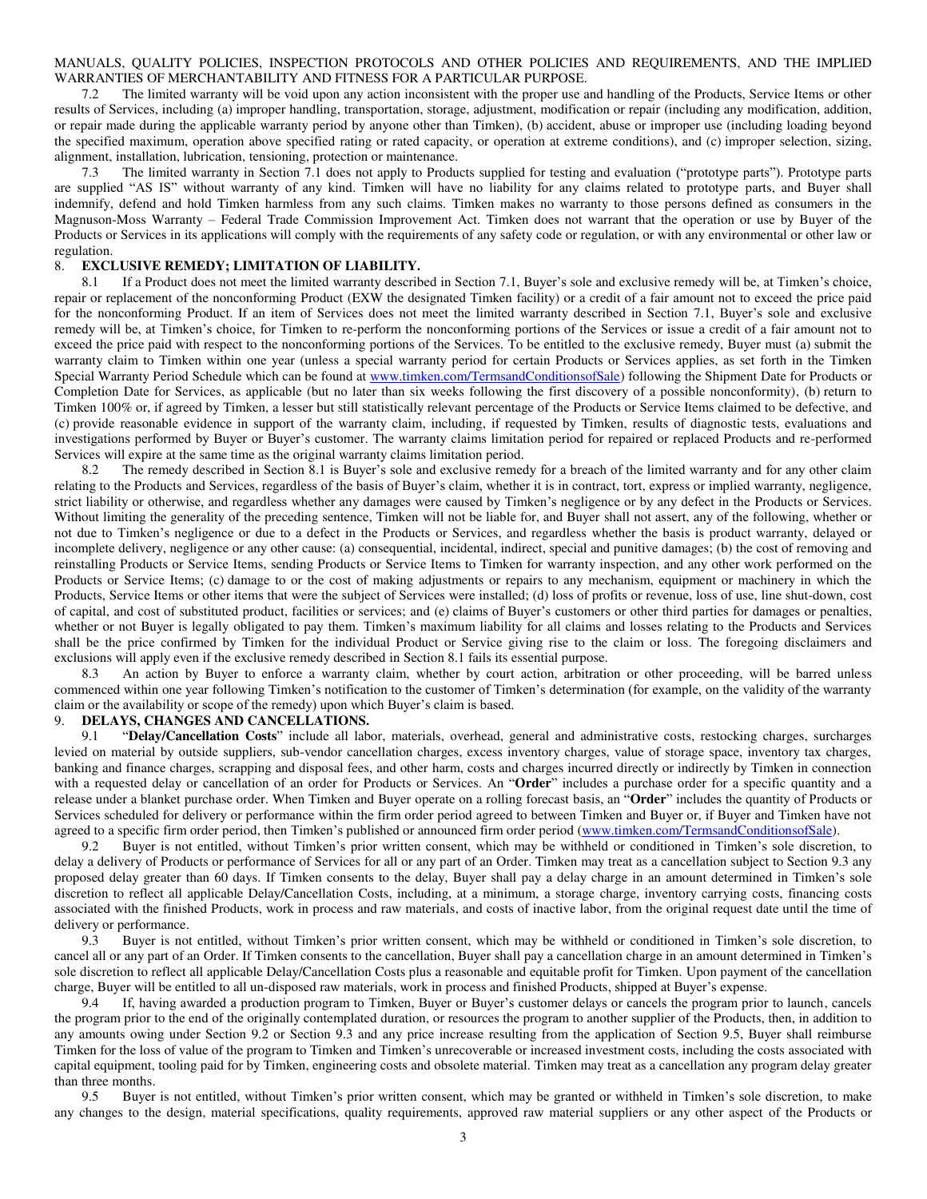MANUALS, QUALITY POLICIES, INSPECTION PROTOCOLS AND OTHER POLICIES AND REQUIREMENTS, AND THE IMPLIED WARRANTIES OF MERCHANTABILITY AND FITNESS FOR A PARTICULAR PURPOSE.

7.2 The limited warranty will be void upon any action inconsistent with the proper use and handling of the Products, Service Items or other results of Services, including (a) improper handling, transportation, storage, adjustment, modification or repair (including any modification, addition, or repair made during the applicable warranty period by anyone other than Timken), (b) accident, abuse or improper use (including loading beyond the specified maximum, operation above specified rating or rated capacity, or operation at extreme conditions), and (c) improper selection, sizing, alignment, installation, lubrication, tensioning, protection or maintenance.

7.3 The limited warranty in Section 7.1 does not apply to Products supplied for testing and evaluation ("prototype parts"). Prototype parts are supplied "AS IS" without warranty of any kind. Timken will have no liability for any claims related to prototype parts, and Buyer shall indemnify, defend and hold Timken harmless from any such claims. Timken makes no warranty to those persons defined as consumers in the Magnuson-Moss Warranty – Federal Trade Commission Improvement Act. Timken does not warrant that the operation or use by Buyer of the Products or Services in its applications will comply with the requirements of any safety code or regulation, or with any environmental or other law or regulation.

## 8. EXCLUSIVE REMEDY; LIMITATION OF LIABILITY.

8.1 If a Product does not meet the limited warranty described in Section 7.1, Buyer's sole and exclusive remedy will be, at Timken's choice, repair or replacement of the nonconforming Product (EXW the designated Timken facility) or a credit of a fair amount not to exceed the price paid for the nonconforming Product. If an item of Services does not meet the limited warranty described in Section 7.1, Buyer's sole and exclusive remedy will be, at Timken's choice, for Timken to re-perform the nonconforming portions of the Services or issue a credit of a fair amount not to exceed the price paid with respect to the nonconforming portions of the Services. To be entitled to the exclusive remedy, Buyer must (a) submit the warranty claim to Timken within one year (unless a special warranty period for certain Products or Services applies, as set forth in the Timken Special Warranty Period Schedule which can be found at www.timken.com/TermsandConditionsofSale) following the Shipment Date for Products or Completion Date for Services, as applicable (but no later than six weeks following the first discovery of a possible nonconformity), (b) return to Timken 100% or, if agreed by Timken, a lesser but still statistically relevant percentage of the Products or Service Items claimed to be defective, and (c) provide reasonable evidence in support of the warranty claim, including, if requested by Timken, results of diagnostic tests, evaluations and investigations performed by Buyer or Buyer's customer. The warranty claims limitation period for repaired or replaced Products and re-performed Services will expire at the same time as the original warranty claims limitation period.

8.2 The remedy described in Section 8.1 is Buyer's sole and exclusive remedy for a breach of the limited warranty and for any other claim relating to the Products and Services, regardless of the basis of Buyer's claim, whether it is in contract, tort, express or implied warranty, negligence, strict liability or otherwise, and regardless whether any damages were caused by Timken's negligence or by any defect in the Products or Services. Without limiting the generality of the preceding sentence, Timken will not be liable for, and Buyer shall not assert, any of the following, whether or not due to Timken's negligence or due to a defect in the Products or Services, and regardless whether the basis is product warranty, delayed or incomplete delivery, negligence or any other cause: (a) consequential, incidental, indirect, special and punitive damages; (b) the cost of removing and reinstalling Products or Service Items, sending Products or Service Items to Timken for warranty inspection, and any other work performed on the Products or Service Items; (c) damage to or the cost of making adjustments or repairs to any mechanism, equipment or machinery in which the Products, Service Items or other items that were the subject of Services were installed; (d) loss of profits or revenue, loss of use, line shut-down, cost of capital, and cost of substituted product, facilities or services; and (e) claims of Buyer's customers or other third parties for damages or penalties, whether or not Buyer is legally obligated to pay them. Timken's maximum liability for all claims and losses relating to the Products and Services shall be the price confirmed by Timken for the individual Product or Service giving rise to the claim or loss. The foregoing disclaimers and exclusions will apply even if the exclusive remedy described in Section 8.1 fails its essential purpose.

8.3 An action by Buyer to enforce a warranty claim, whether by court action, arbitration or other proceeding, will be barred unless commenced within one year following Timken's notification to the customer of Timken's determination (for example, on the validity of the warranty claim or the availability or scope of the remedy) upon which Buyer's claim is based.

## 9. DELAYS, CHANGES AND CANCELLATIONS.

9.1 "**Delay/Cancellation Costs**" include all labor, materials, overhead, general and administrative costs, restocking charges, surcharges levied on material by outside suppliers, sub-vendor cancellation charges, excess inventory charges, value of storage space, inventory tax charges, banking and finance charges, scrapping and disposal fees, and other harm, costs and charges incurred directly or indirectly by Timken in connection with a requested delay or cancellation of an order for Products or Services. An "**Order**" includes a purchase order for a specific quantity and a release under a blanket purchase order. When Timken and Buyer operate on a rolling forecast basis, an "**Order**" includes the quantity of Products or Services scheduled for delivery or performance within the firm order period agreed to between Timken and Buyer or, if Buyer and Timken have not agreed to a specific firm order period, then Timken's published or announced firm order period (www.timken.com/TermsandConditionsofSale).

9.2 Buyer is not entitled, without Timken's prior written consent, which may be withheld or conditioned in Timken's sole discretion, to delay a delivery of Products or performance of Services for all or any part of an Order. Timken may treat as a cancellation subject to Section 9.3 any proposed delay greater than 60 days. If Timken consents to the delay, Buyer shall pay a delay charge in an amount determined in Timken's sole discretion to reflect all applicable Delay/Cancellation Costs, including, at a minimum, a storage charge, inventory carrying costs, financing costs associated with the finished Products, work in process and raw materials, and costs of inactive labor, from the original request date until the time of delivery or performance.

9.3 Buyer is not entitled, without Timken's prior written consent, which may be withheld or conditioned in Timken's sole discretion, to cancel all or any part of an Order. If Timken consents to the cancellation, Buyer shall pay a cancellation charge in an amount determined in Timken's sole discretion to reflect all applicable Delay/Cancellation Costs plus a reasonable and equitable profit for Timken. Upon payment of the cancellation charge, Buyer will be entitled to all un-disposed raw materials, work in process and finished Products, shipped at Buyer's expense.

9.4 If, having awarded a production program to Timken, Buyer or Buyer's customer delays or cancels the program prior to launch, cancels the program prior to the end of the originally contemplated duration, or resources the program to another supplier of the Products, then, in addition to any amounts owing under Section 9.2 or Section 9.3 and any price increase resulting from the application of Section 9.5, Buyer shall reimburse Timken for the loss of value of the program to Timken and Timken's unrecoverable or increased investment costs, including the costs associated with capital equipment, tooling paid for by Timken, engineering costs and obsolete material. Timken may treat as a cancellation any program delay greater than three months.

9.5 Buyer is not entitled, without Timken's prior written consent, which may be granted or withheld in Timken's sole discretion, to make any changes to the design, material specifications, quality requirements, approved raw material suppliers or any other aspect of the Products or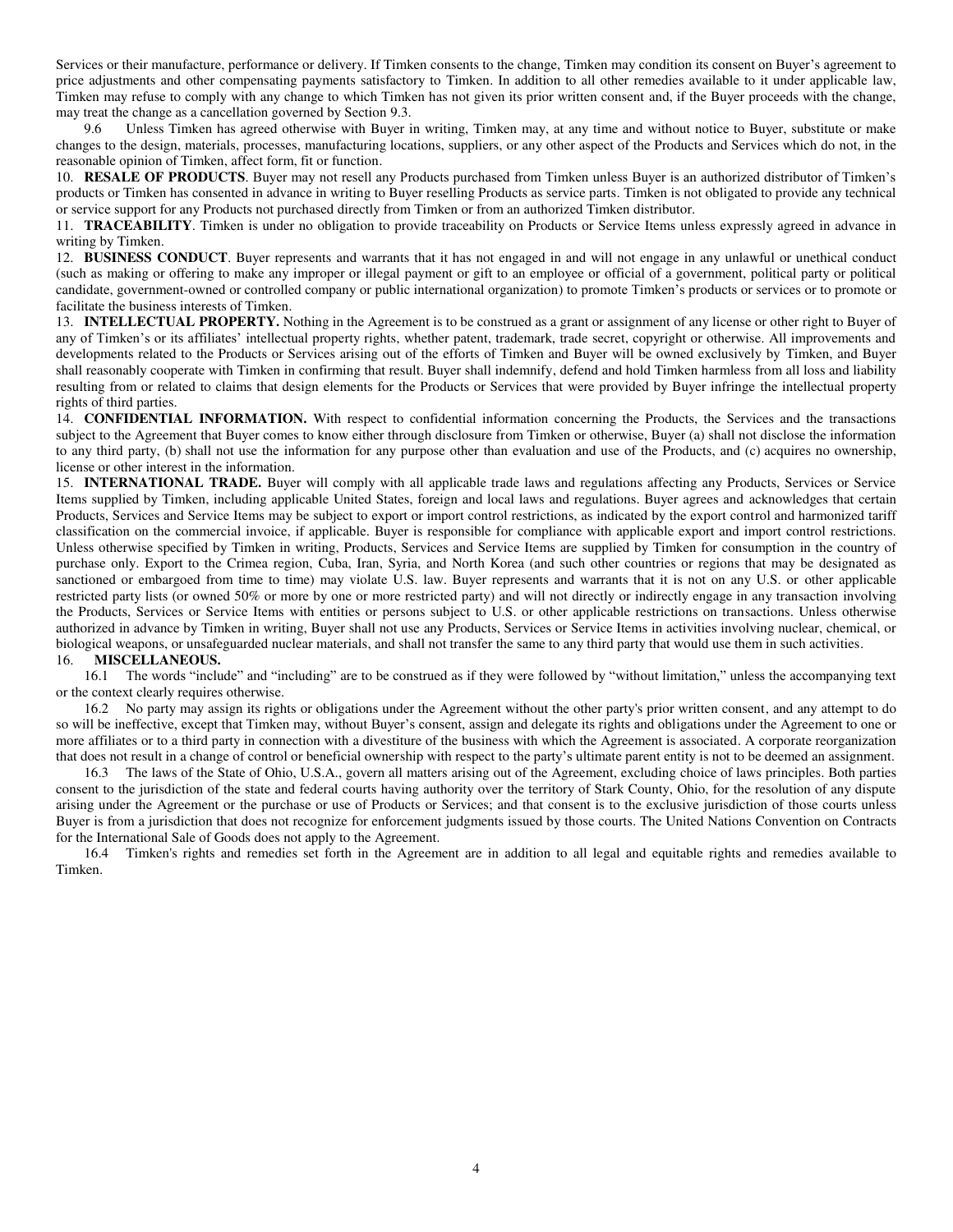Services or their manufacture, performance or delivery. If Timken consents to the change, Timken may condition its consent on Buyer's agreement to price adjustments and other compensating payments satisfactory to Timken. In addition to all other remedies available to it under applicable law, Timken may refuse to comply with any change to which Timken has not given its prior written consent and, if the Buyer proceeds with the change, may treat the change as a cancellation governed by Section 9.3.

9.6 Unless Timken has agreed otherwise with Buyer in writing, Timken may, at any time and without notice to Buyer, substitute or make changes to the design, materials, processes, manufacturing locations, suppliers, or any other aspect of the Products and Services which do not, in the reasonable opinion of Timken, affect form, fit or function.

10. **RESALE OF PRODUCTS**. Buyer may not resell any Products purchased from Timken unless Buyer is an authorized distributor of Timken's products or Timken has consented in advance in writing to Buyer reselling Products as service parts. Timken is not obligated to provide any technical or service support for any Products not purchased directly from Timken or from an authorized Timken distributor.

11. **TRACEABILITY**. Timken is under no obligation to provide traceability on Products or Service Items unless expressly agreed in advance in writing by Timken.

12. **BUSINESS CONDUCT**. Buyer represents and warrants that it has not engaged in and will not engage in any unlawful or unethical conduct (such as making or offering to make any improper or illegal payment or gift to an employee or official of a government, political party or political candidate, government-owned or controlled company or public international organization) to promote Timken's products or services or to promote or facilitate the business interests of Timken.

13. **INTELLECTUAL PROPERTY.** Nothing in the Agreement is to be construed as a grant or assignment of any license or other right to Buyer of any of Timken's or its affiliates' intellectual property rights, whether patent, trademark, trade secret, copyright or otherwise. All improvements and developments related to the Products or Services arising out of the efforts of Timken and Buyer will be owned exclusively by Timken, and Buyer shall reasonably cooperate with Timken in confirming that result. Buyer shall indemnify, defend and hold Timken harmless from all loss and liability resulting from or related to claims that design elements for the Products or Services that were provided by Buyer infringe the intellectual property rights of third parties.

14. **CONFIDENTIAL INFORMATION.** With respect to confidential information concerning the Products, the Services and the transactions subject to the Agreement that Buyer comes to know either through disclosure from Timken or otherwise, Buyer (a) shall not disclose the information to any third party, (b) shall not use the information for any purpose other than evaluation and use of the Products, and (c) acquires no ownership, license or other interest in the information.

15. **INTERNATIONAL TRADE.** Buyer will comply with all applicable trade laws and regulations affecting any Products, Services or Service Items supplied by Timken, including applicable United States, foreign and local laws and regulations. Buyer agrees and acknowledges that certain Products, Services and Service Items may be subject to export or import control restrictions, as indicated by the export control and harmonized tariff classification on the commercial invoice, if applicable. Buyer is responsible for compliance with applicable export and import control restrictions. Unless otherwise specified by Timken in writing, Products, Services and Service Items are supplied by Timken for consumption in the country of purchase only. Export to the Crimea region, Cuba, Iran, Syria, and North Korea (and such other countries or regions that may be designated as sanctioned or embargoed from time to time) may violate U.S. law. Buyer represents and warrants that it is not on any U.S. or other applicable restricted party lists (or owned 50% or more by one or more restricted party) and will not directly or indirectly engage in any transaction involving the Products, Services or Service Items with entities or persons subject to U.S. or other applicable restrictions on transactions. Unless otherwise authorized in advance by Timken in writing, Buyer shall not use any Products, Services or Service Items in activities involving nuclear, chemical, or biological weapons, or unsafeguarded nuclear materials, and shall not transfer the same to any third party that would use them in such activities.

16. **MISCELLANEOUS.**

16.1 The words "include" and "including" are to be construed as if they were followed by "without limitation," unless the accompanying text or the context clearly requires otherwise.

16.2 No party may assign its rights or obligations under the Agreement without the other party's prior written consent, and any attempt to do so will be ineffective, except that Timken may, without Buyer's consent, assign and delegate its rights and obligations under the Agreement to one or more affiliates or to a third party in connection with a divestiture of the business with which the Agreement is associated. A corporate reorganization that does not result in a change of control or beneficial ownership with respect to the party's ultimate parent entity is not to be deemed an assignment.

16.3 The laws of the State of Ohio, U.S.A., govern all matters arising out of the Agreement, excluding choice of laws principles. Both parties consent to the jurisdiction of the state and federal courts having authority over the territory of Stark County, Ohio, for the resolution of any dispute arising under the Agreement or the purchase or use of Products or Services; and that consent is to the exclusive jurisdiction of those courts unless Buyer is from a jurisdiction that does not recognize for enforcement judgments issued by those courts. The United Nations Convention on Contracts for the International Sale of Goods does not apply to the Agreement.

16.4 Timken's rights and remedies set forth in the Agreement are in addition to all legal and equitable rights and remedies available to Timken.